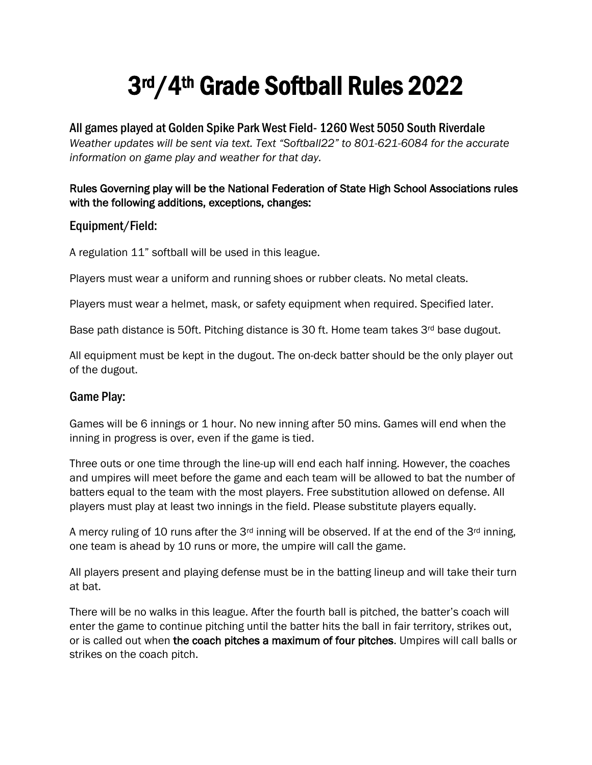# 3rd/4th Grade Softball Rules 2022

## All games played at Golden Spike Park West Field- 1260 West 5050 South Riverdale

*Weather updates will be sent via text. Text "Softball22" to 801-621-6084 for the accurate information on game play and weather for that day.*

**Rules Governing play will be the National Federation of State High School Associations rules with the following additions, exceptions, changes:**

### Equipment/Field:

A regulation 11" softball will be used in this league.

Players must wear a uniform and running shoes or rubber cleats. No metal cleats.

Players must wear a helmet, mask, or safety equipment when required. Specified later.

Base path distance is 50ft. Pitching distance is 30 ft. Home team takes 3rd base dugout.

All equipment must be kept in the dugout. The on-deck batter should be the only player out of the dugout.

### Game Play:

Games will be 6 innings or 1 hour. No new inning after 50 mins. Games will end when the inning in progress is over, even if the game is tied.

Three outs or one time through the line-up will end each half inning. However, the coaches and umpires will meet before the game and each team will be allowed to bat the number of batters equal to the team with the most players. Free substitution allowed on defense. All players must play at least two innings in the field. Please substitute players equally.

A mercy ruling of 10 runs after the 3rd inning will be observed. If at the end of the 3rd inning, one team is ahead by 10 runs or more, the umpire will call the game.

All players present and playing defense must be in the batting lineup and will take their turn at bat.

There will be no walks in this league. After the fourth ball is pitched, the batter's coach will enter the game to continue pitching until the batter hits the ball in fair territory, strikes out, or is called out when **the coach pitches a maximum of four pitches**. Umpires will call balls or strikes on the coach pitch.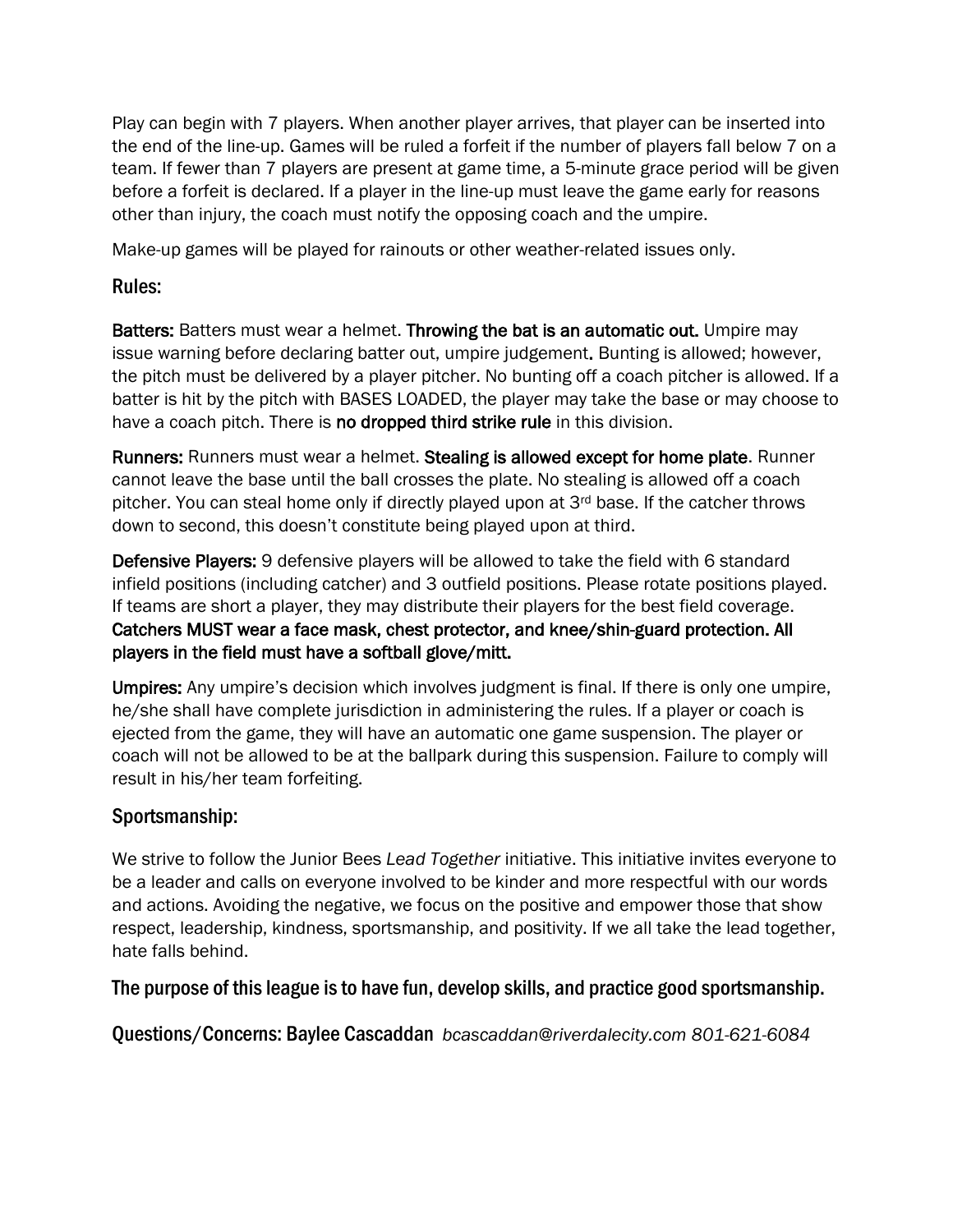Play can begin with 7 players. When another player arrives, that player can be inserted into the end of the line-up. Games will be ruled a forfeit if the number of players fall below 7 on a team. If fewer than 7 players are present at game time, a 5-minute grace period will be given before a forfeit is declared. If a player in the line-up must leave the game early for reasons other than injury, the coach must notify the opposing coach and the umpire.

Make-up games will be played for rainouts or other weather-related issues only.

## Rules:

**Batters:** Batters must wear a helmet. **Throwing the bat is an automatic out.** Umpire may issue warning before declaring batter out, umpire judgement**.** Bunting is allowed; however, the pitch must be delivered by a player pitcher. No bunting off a coach pitcher is allowed. If a batter is hit by the pitch with BASES LOADED, the player may take the base or may choose to have a coach pitch. There is **no dropped third strike rule** in this division.

**Runners:** Runners must wear a helmet. **Stealing is allowed except for home plate**. Runner cannot leave the base until the ball crosses the plate. No stealing is allowed off a coach pitcher. You can steal home only if directly played upon at 3rd base. If the catcher throws down to second, this doesn't constitute being played upon at third.

**Defensive Players:** 9 defensive players will be allowed to take the field with 6 standard infield positions (including catcher) and 3 outfield positions. Please rotate positions played. If teams are short a player, they may distribute their players for the best field coverage. **Catchers MUST wear a face mask, chest protector, and knee/shin-guard protection. All players in the field must have a softball glove/mitt.**

**Umpires:** Any umpire's decision which involves judgment is final. If there is only one umpire, he/she shall have complete jurisdiction in administering the rules. If a player or coach is ejected from the game, they will have an automatic one game suspension. The player or coach will not be allowed to be at the ballpark during this suspension. Failure to comply will result in his/her team forfeiting.

## Sportsmanship:

We strive to follow the Junior Bees *Lead Together* initiative. This initiative invites everyone to be a leader and calls on everyone involved to be kinder and more respectful with our words and actions. Avoiding the negative, we focus on the positive and empower those that show respect, leadership, kindness, sportsmanship, and positivity. If we all take the lead together, hate falls behind.

### The purpose of this league is to have fun, develop skills, and practice good sportsmanship.

### Questions/Concerns: Baylee Cascaddan *bcascaddan@riverdalecity.com 801-621-6084*